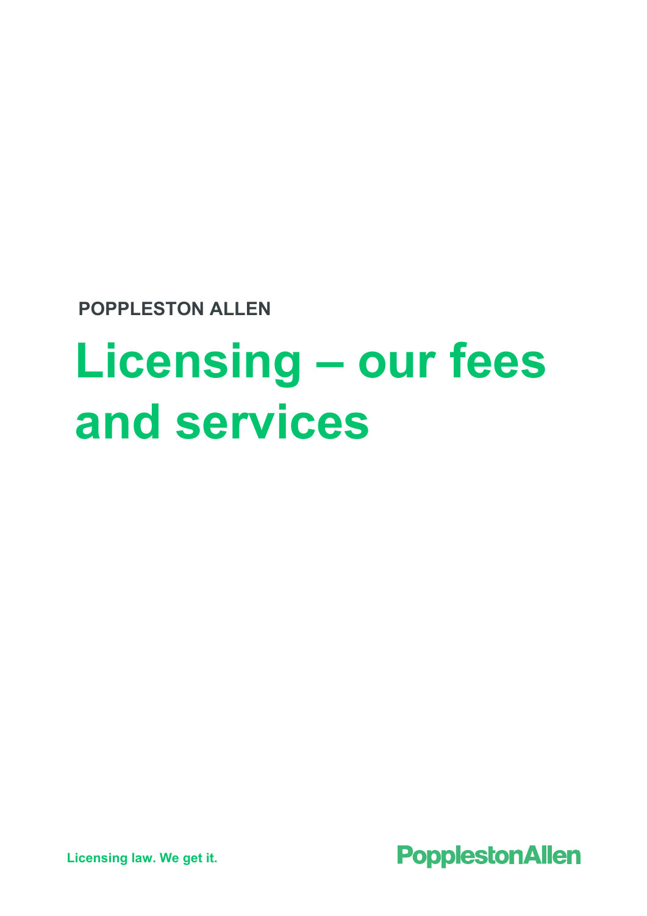POPPLESTON ALLEN

# Licensing – our fees and services

Licensing law. We get it.

PopplestonAllen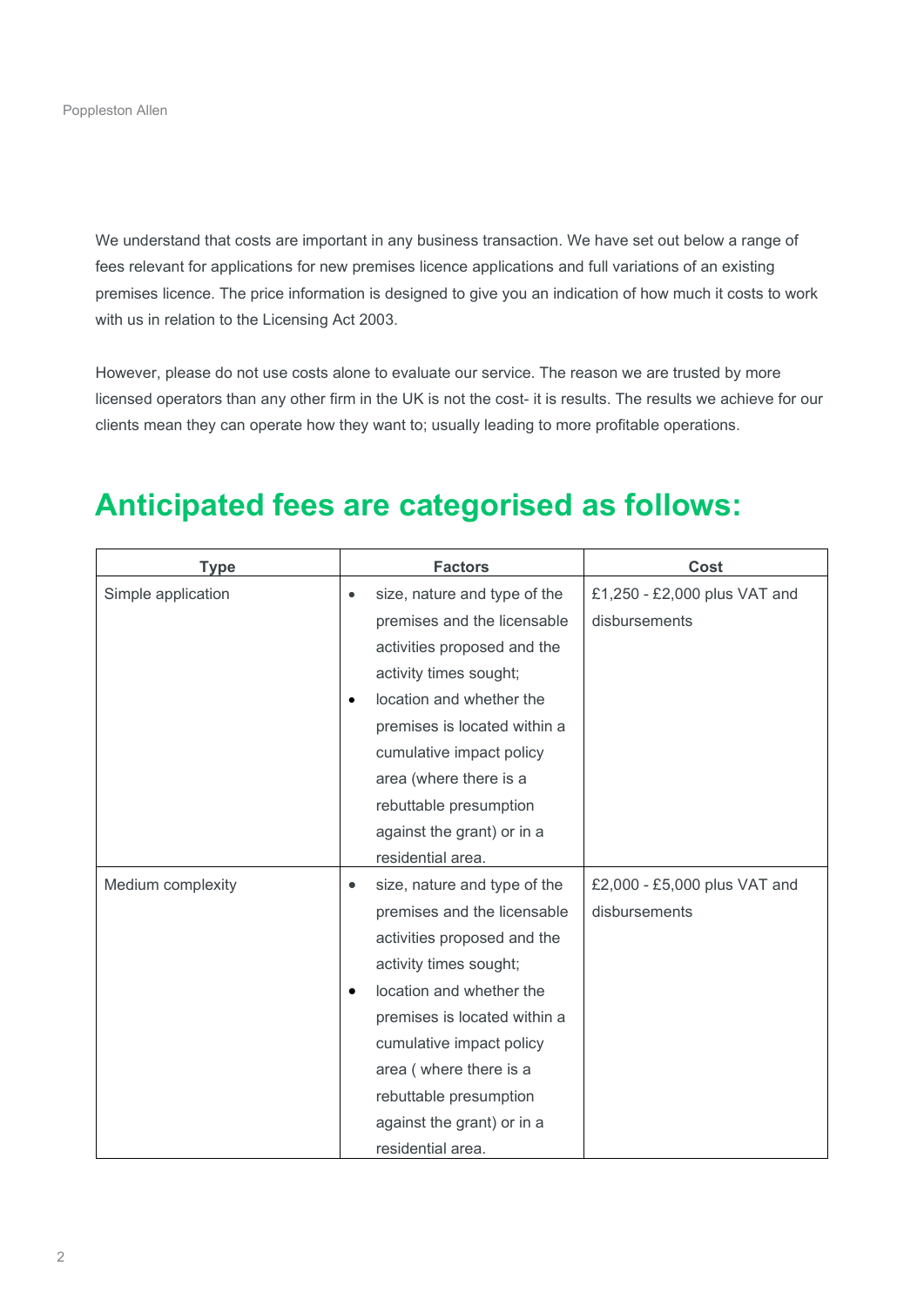We understand that costs are important in any business transaction. We have set out below a range of fees relevant for applications for new premises licence applications and full variations of an existing premises licence. The price information is designed to give you an indication of how much it costs to work with us in relation to the Licensing Act 2003.

However, please do not use costs alone to evaluate our service. The reason we are trusted by more licensed operators than any other firm in the UK is not the cost- it is results. The results we achieve for our clients mean they can operate how they want to; usually leading to more profitable operations.

## Anticipated fees are categorised as follows:

| Type | Factors | Cost |
| --- | --- | --- |
| Simple application | • size, nature and type of the premises and the licensable activities proposed and the activity times sought; <br> • location and whether the premises is located within a cumulative impact policy area (where there is a rebuttable presumption against the grant) or in a residential area. | £1,250 - £2,000 plus VAT and disbursements |
| Medium complexity | • size, nature and type of the premises and the licensable activities proposed and the activity times sought; <br> • location and whether the premises is located within a cumulative impact policy area ( where there is a rebuttable presumption against the grant) or in a residential area. | £2,000 - £5,000 plus VAT and disbursements |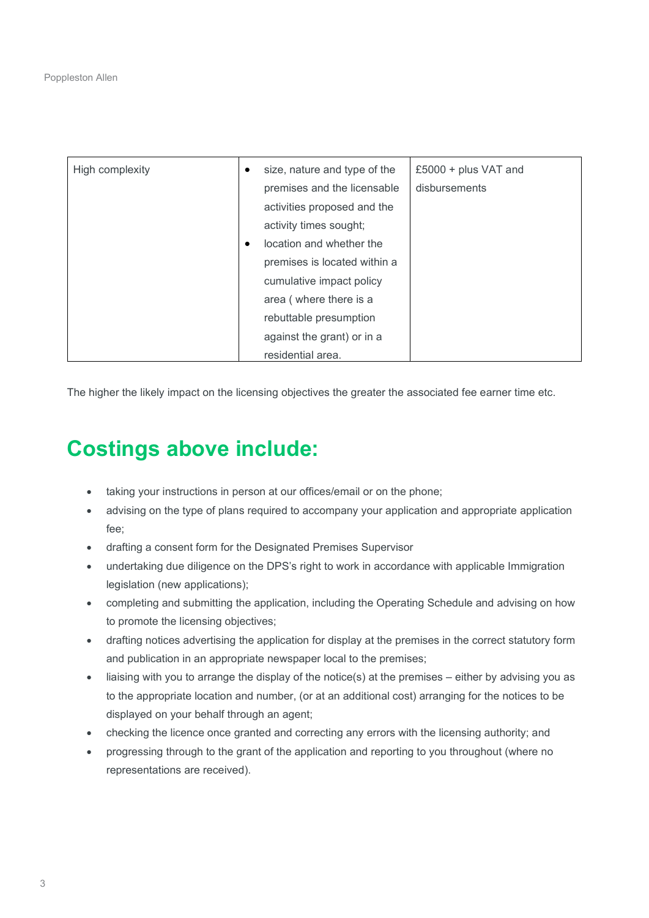| High complexity | • size, nature and type of the premises and the licensable activities proposed and the activity times sought;<br>• location and whether the premises is located within a cumulative impact policy area ( where there is a rebuttable presumption against the grant) or in a residential area. | £5000 + plus VAT and disbursements |
|---|---|---|

The higher the likely impact on the licensing objectives the greater the associated fee earner time etc.

# Costings above include:

- taking your instructions in person at our offices/email or on the phone;
- advising on the type of plans required to accompany your application and appropriate application fee;
- drafting a consent form for the Designated Premises Supervisor
- undertaking due diligence on the DPS's right to work in accordance with applicable Immigration legislation (new applications);
- completing and submitting the application, including the Operating Schedule and advising on how to promote the licensing objectives;
- drafting notices advertising the application for display at the premises in the correct statutory form and publication in an appropriate newspaper local to the premises;
- liaising with you to arrange the display of the notice(s) at the premises – either by advising you as to the appropriate location and number, (or at an additional cost) arranging for the notices to be displayed on your behalf through an agent;
- checking the licence once granted and correcting any errors with the licensing authority; and
- progressing through to the grant of the application and reporting to you throughout (where no representations are received).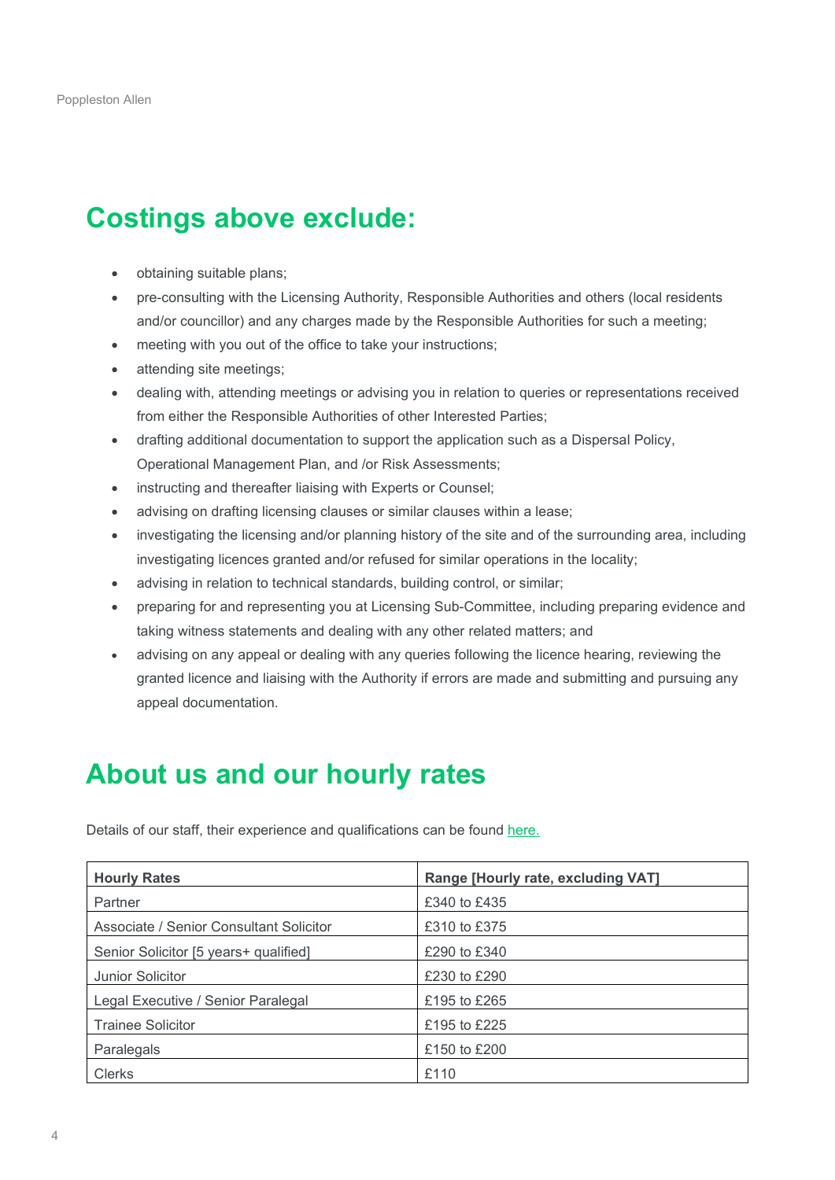## Costings above exclude:

- obtaining suitable plans;
- pre-consulting with the Licensing Authority, Responsible Authorities and others (local residents and/or councillor) and any charges made by the Responsible Authorities for such a meeting;
- meeting with you out of the office to take your instructions;
- attending site meetings;
- dealing with, attending meetings or advising you in relation to queries or representations received from either the Responsible Authorities of other Interested Parties;
- drafting additional documentation to support the application such as a Dispersal Policy, Operational Management Plan, and /or Risk Assessments;
- instructing and thereafter liaising with Experts or Counsel;
- advising on drafting licensing clauses or similar clauses within a lease;
- investigating the licensing and/or planning history of the site and of the surrounding area, including investigating licences granted and/or refused for similar operations in the locality;
- advising in relation to technical standards, building control, or similar;
- preparing for and representing you at Licensing Sub-Committee, including preparing evidence and taking witness statements and dealing with any other related matters; and
- advising on any appeal or dealing with any queries following the licence hearing, reviewing the granted licence and liaising with the Authority if errors are made and submitting and pursuing any appeal documentation.

## About us and our hourly rates

Details of our staff, their experience and qualifications can be found here.

| Hourly Rates | Range [Hourly rate, excluding VAT] |
|---|---|
| Partner | £340 to £435 |
| Associate / Senior Consultant Solicitor | £310 to £375 |
| Senior Solicitor [5 years+ qualified] | £290 to £340 |
| Junior Solicitor | £230 to £290 |
| Legal Executive / Senior Paralegal | £195 to £265 |
| Trainee Solicitor | £195 to £225 |
| Paralegals | £150 to £200 |
| Clerks | £110 |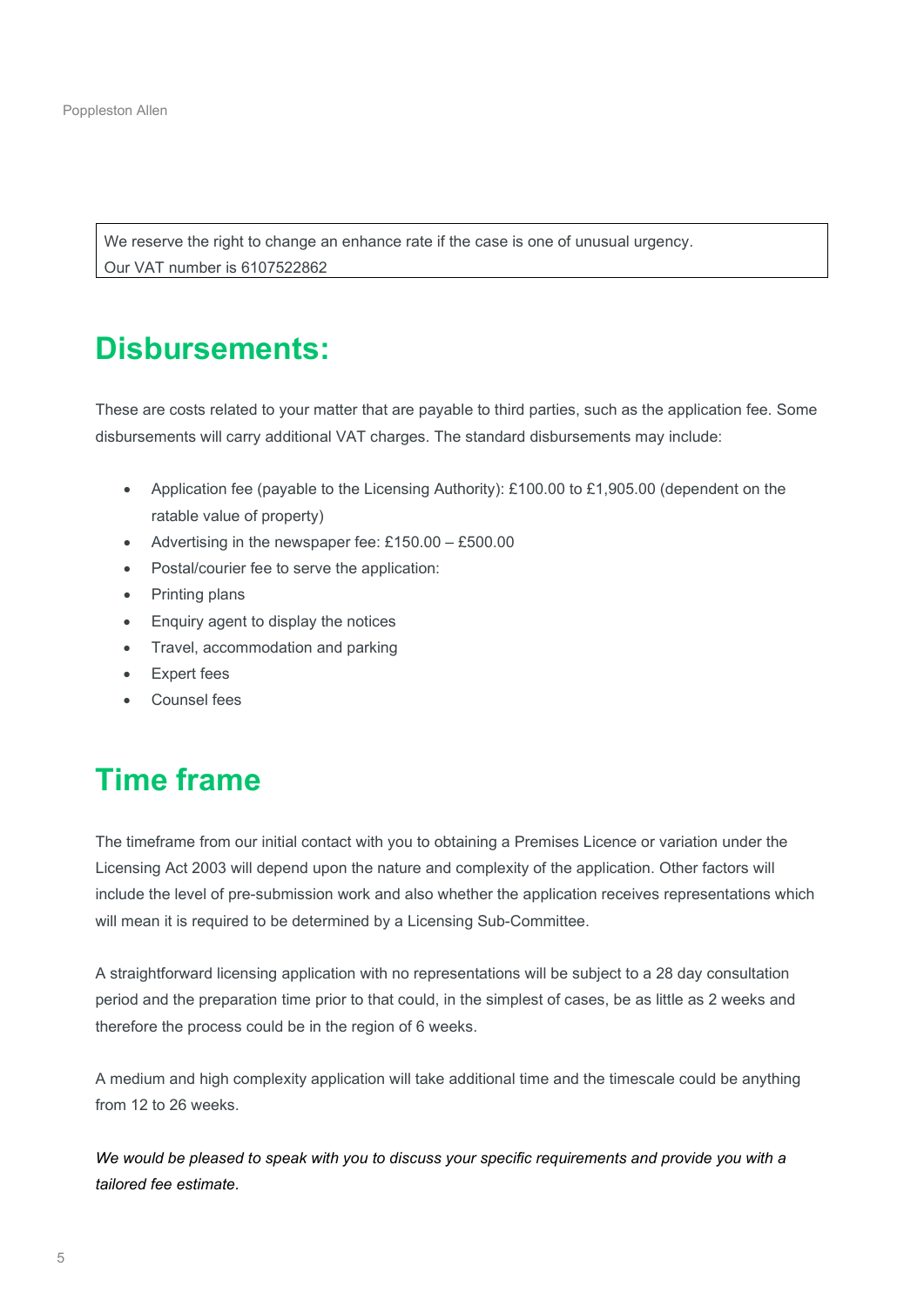We reserve the right to change an enhance rate if the case is one of unusual urgency.
Our VAT number is 6107522862

## Disbursements:

These are costs related to your matter that are payable to third parties, such as the application fee. Some disbursements will carry additional VAT charges. The standard disbursements may include:

- Application fee (payable to the Licensing Authority): £100.00 to £1,905.00 (dependent on the ratable value of property)
- Advertising in the newspaper fee: £150.00 – £500.00
- Postal/courier fee to serve the application:
- Printing plans
- Enquiry agent to display the notices
- Travel, accommodation and parking
- Expert fees
- Counsel fees

## Time frame

The timeframe from our initial contact with you to obtaining a Premises Licence or variation under the Licensing Act 2003 will depend upon the nature and complexity of the application. Other factors will include the level of pre-submission work and also whether the application receives representations which will mean it is required to be determined by a Licensing Sub-Committee.

A straightforward licensing application with no representations will be subject to a 28 day consultation period and the preparation time prior to that could, in the simplest of cases, be as little as 2 weeks and therefore the process could be in the region of 6 weeks.

A medium and high complexity application will take additional time and the timescale could be anything from 12 to 26 weeks.

*We would be pleased to speak with you to discuss your specific requirements and provide you with a tailored fee estimate.*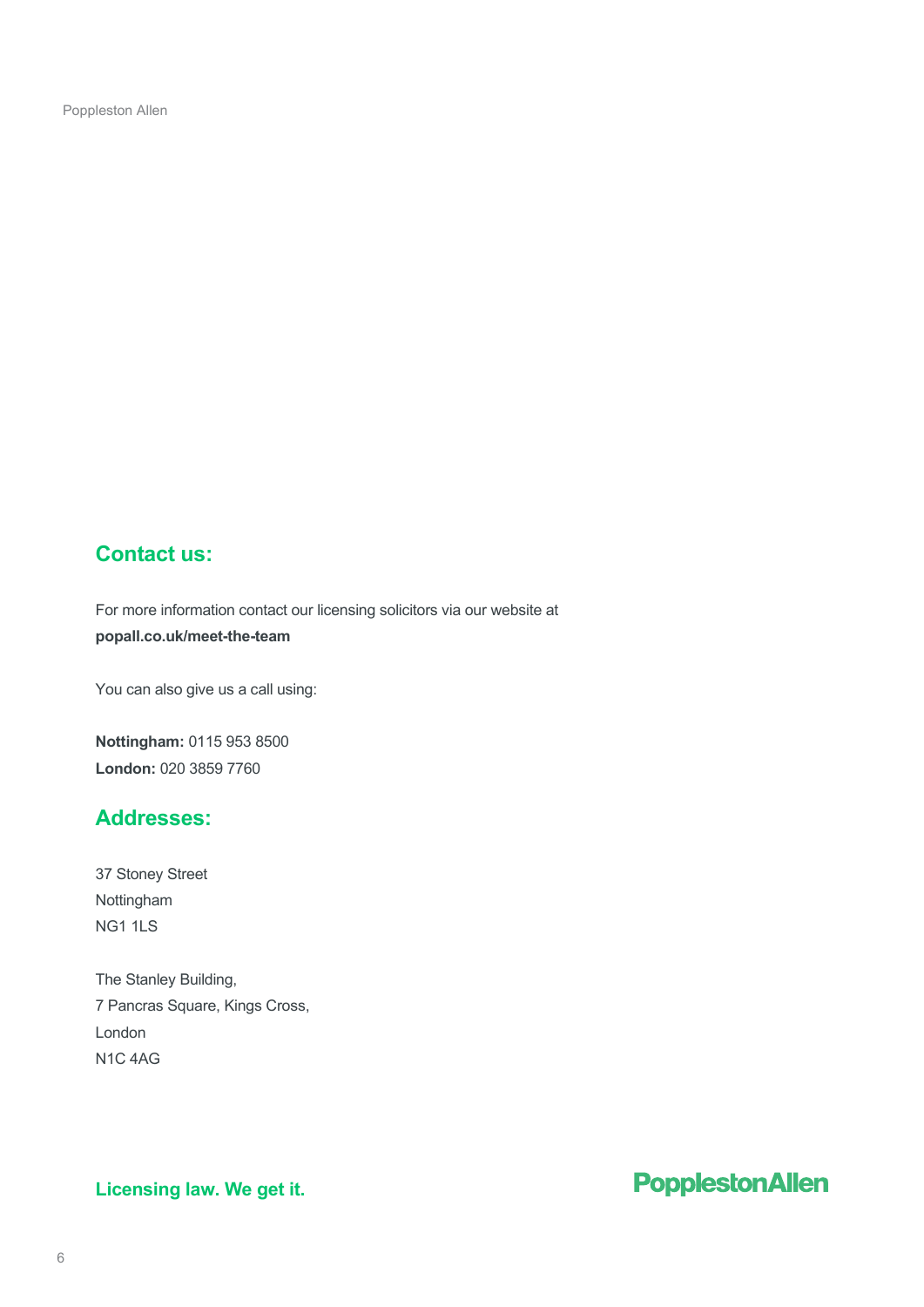## Contact us:

For more information contact our licensing solicitors via our website at **popall.co.uk/meet-the-team**

You can also give us a call using:

**Nottingham:** 0115 953 8500
**London:** 020 3859 7760

## Addresses:

37 Stoney Street
Nottingham
NG1 1LS

The Stanley Building,
7 Pancras Square, Kings Cross,
London
N1C 4AG

**Licensing law. We get it.**

**PopplestonAllen**